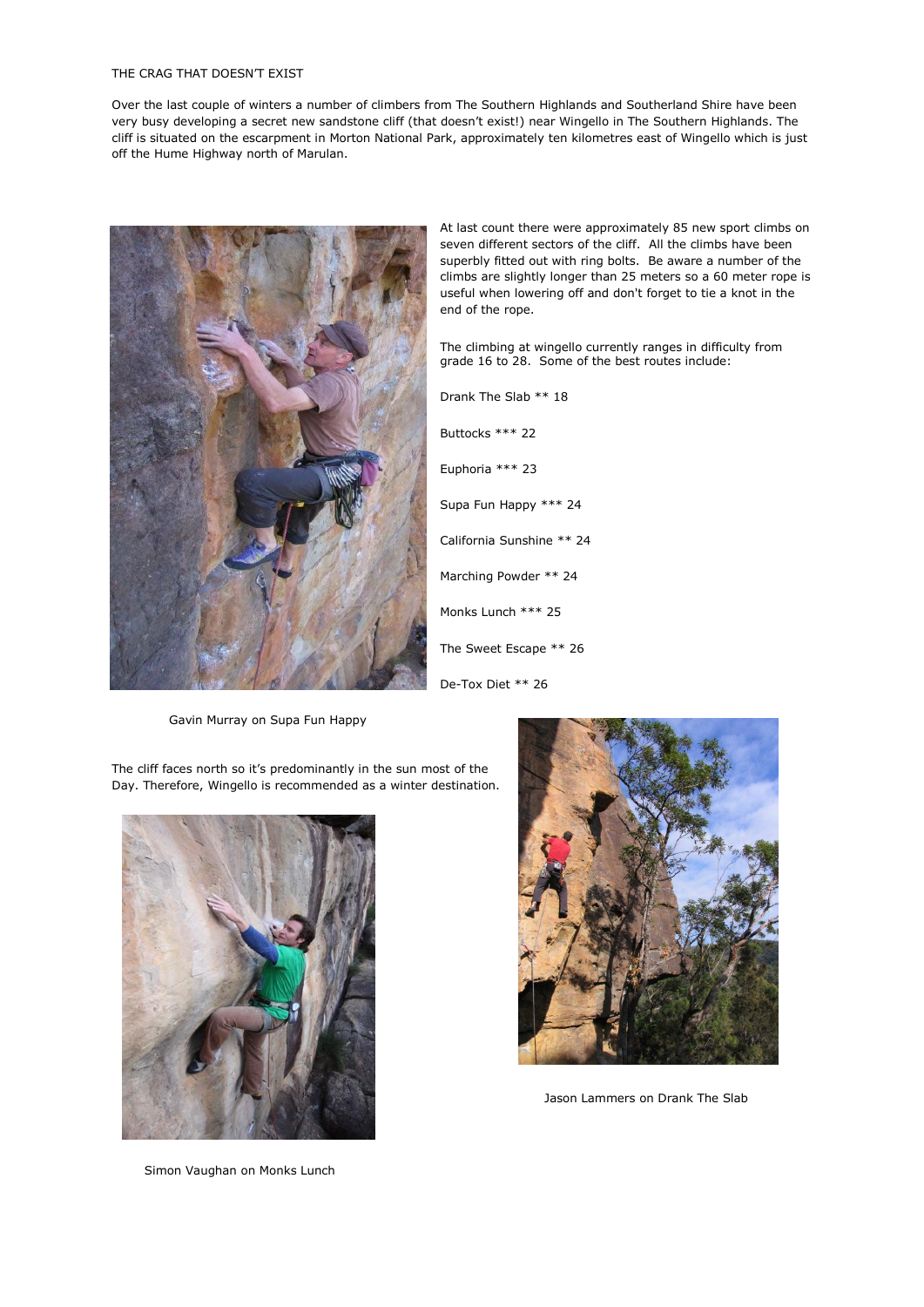# THE CRAG THAT DOESN'T EXIST

Over the last couple of winters a number of climbers from The Southern Highlands and Southerland Shire have been very busy developing a secret new sandstone cliff (that doesn't exist!) near Wingello in The Southern Highlands. The cliff is situated on the escarpment in Morton National Park, approximately ten kilometres east of Wingello which is just off the Hume Highway north of Marulan.

At last count there were approximately 85 new sport climbs on seven different sectors of the cliff. All the climbs have been superbly fitted out with ring bolts. Be aware a number of the climbs are slightly longer than 25 meters so a 60 meter rope is useful when lowering off and don't forget to tie a knot in the end of the rope.

The climbing at wingello currently ranges in difficulty from grade 16 to 28. Some of the best routes include:

Drank The Slab ** 18

Buttocks *** 22

Euphoria *** 23

Supa Fun Happy *** 24

California Sunshine ** 24

Marching Powder ** 24

Monks Lunch *** 25

The Sweet Escape ** 26

De-Tox Diet ** 26

Gavin Murray on Supa Fun Happy

The cliff faces north so it's predominantly in the sun most of the Day. Therefore, Wingello is recommended as a winter destination.

Jason Lammers on Drank The Slab

Simon Vaughan on Monks Lunch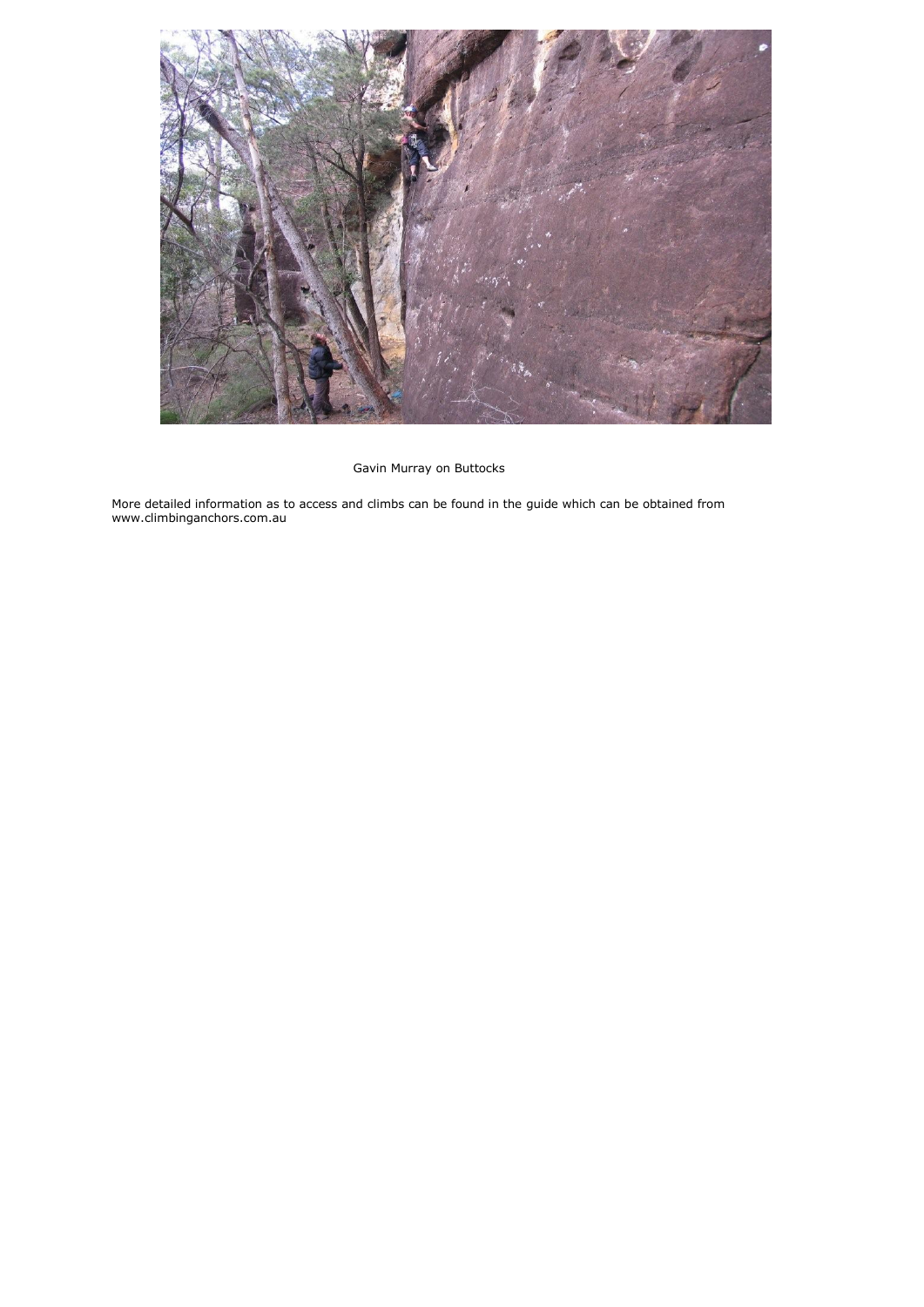Gavin Murray on Buttocks

More detailed information as to access and climbs can be found in the guide which can be obtained from www.climbinganchors.com.au